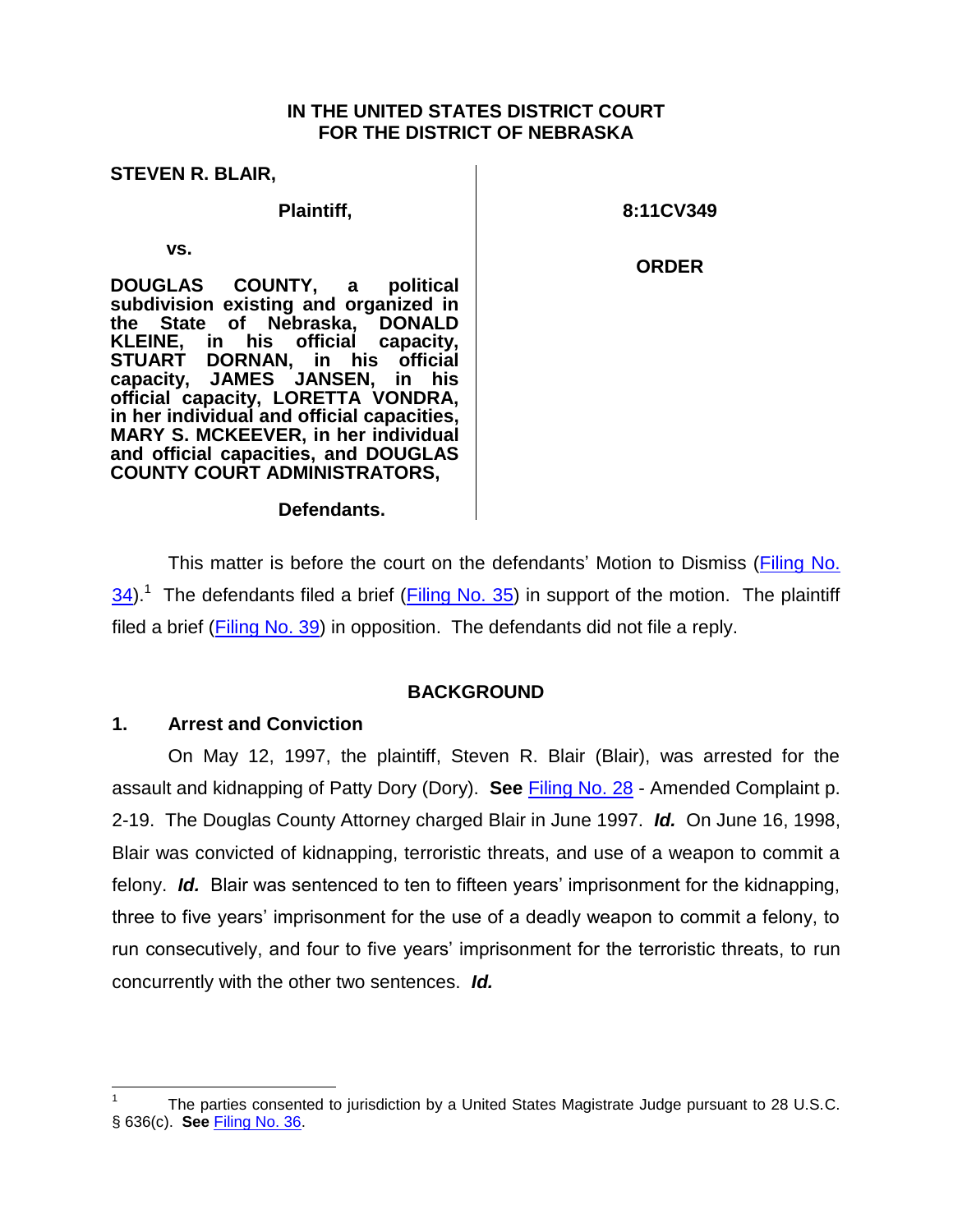**IN THE UNITED STATES DISTRICT COURT**
**FOR THE DISTRICT OF NEBRASKA**

**STEVEN R. BLAIR,**

**Plaintiff,**

**vs.**

**DOUGLAS COUNTY, a political subdivision existing and organized in the State of Nebraska, DONALD KLEINE, in his official capacity, STUART DORNAN, in his official capacity, JAMES JANSEN, in his official capacity, LORETTA VONDRA, in her individual and official capacities, MARY S. MCKEEVER, in her individual and official capacities, and DOUGLAS COUNTY COURT ADMINISTRATORS,**

**Defendants.**

**8:11CV349**

**ORDER**

This matter is before the court on the defendants' Motion to Dismiss (Filing No. 34).[1] The defendants filed a brief (Filing No. 35) in support of the motion. The plaintiff filed a brief (Filing No. 39) in opposition. The defendants did not file a reply.

## BACKGROUND

### 1. Arrest and Conviction

On May 12, 1997, the plaintiff, Steven R. Blair (Blair), was arrested for the assault and kidnapping of Patty Dory (Dory). **See** Filing No. 28 - Amended Complaint p. 2-19. The Douglas County Attorney charged Blair in June 1997. ***Id.*** On June 16, 1998, Blair was convicted of kidnapping, terroristic threats, and use of a weapon to commit a felony. ***Id.*** Blair was sentenced to ten to fifteen years' imprisonment for the kidnapping, three to five years' imprisonment for the use of a deadly weapon to commit a felony, to run consecutively, and four to five years' imprisonment for the terroristic threats, to run concurrently with the other two sentences. ***Id.***

[1] The parties consented to jurisdiction by a United States Magistrate Judge pursuant to 28 U.S.C. § 636(c). **See** Filing No. 36.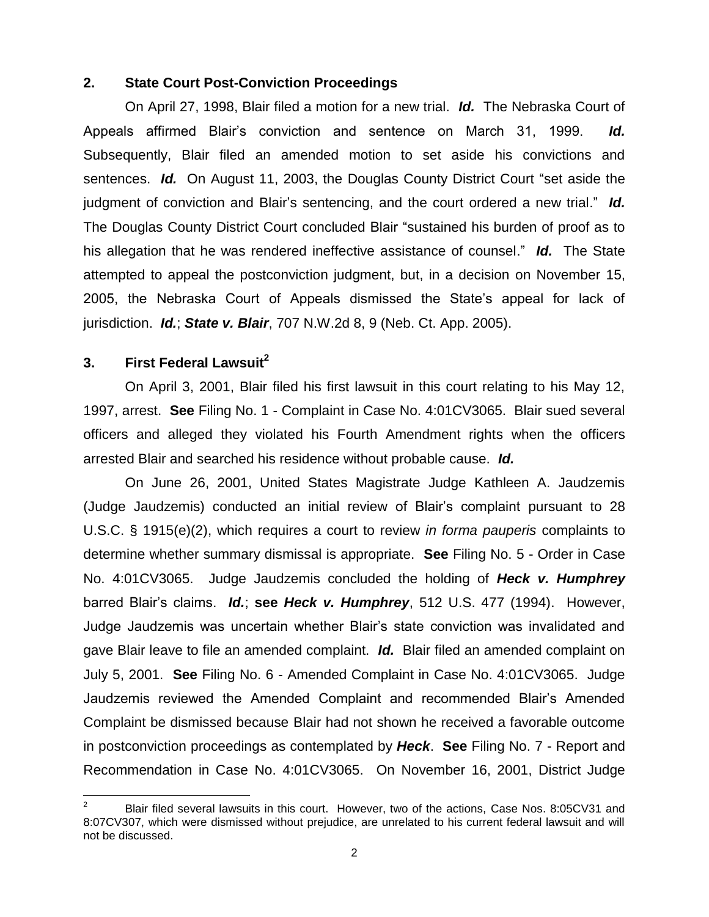## 2. State Court Post-Conviction Proceedings

On April 27, 1998, Blair filed a motion for a new trial. ***Id.*** The Nebraska Court of Appeals affirmed Blair's conviction and sentence on March 31, 1999. ***Id.*** Subsequently, Blair filed an amended motion to set aside his convictions and sentences. ***Id.*** On August 11, 2003, the Douglas County District Court "set aside the judgment of conviction and Blair's sentencing, and the court ordered a new trial." ***Id.*** The Douglas County District Court concluded Blair "sustained his burden of proof as to his allegation that he was rendered ineffective assistance of counsel." ***Id.*** The State attempted to appeal the postconviction judgment, but, in a decision on November 15, 2005, the Nebraska Court of Appeals dismissed the State's appeal for lack of jurisdiction. ***Id.***; ***State v. Blair***, 707 N.W.2d 8, 9 (Neb. Ct. App. 2005).

## 3. First Federal Lawsuit[2]

On April 3, 2001, Blair filed his first lawsuit in this court relating to his May 12, 1997, arrest. **See** Filing No. 1 - Complaint in Case No. 4:01CV3065. Blair sued several officers and alleged they violated his Fourth Amendment rights when the officers arrested Blair and searched his residence without probable cause. ***Id.***

On June 26, 2001, United States Magistrate Judge Kathleen A. Jaudzemis (Judge Jaudzemis) conducted an initial review of Blair's complaint pursuant to 28 U.S.C. § 1915(e)(2), which requires a court to review *in forma pauperis* complaints to determine whether summary dismissal is appropriate. **See** Filing No. 5 - Order in Case No. 4:01CV3065. Judge Jaudzemis concluded the holding of ***Heck v. Humphrey*** barred Blair's claims. ***Id.***; **see *Heck v. Humphrey***, 512 U.S. 477 (1994). However, Judge Jaudzemis was uncertain whether Blair's state conviction was invalidated and gave Blair leave to file an amended complaint. ***Id.*** Blair filed an amended complaint on July 5, 2001. **See** Filing No. 6 - Amended Complaint in Case No. 4:01CV3065. Judge Jaudzemis reviewed the Amended Complaint and recommended Blair's Amended Complaint be dismissed because Blair had not shown he received a favorable outcome in postconviction proceedings as contemplated by ***Heck***. **See** Filing No. 7 - Report and Recommendation in Case No. 4:01CV3065. On November 16, 2001, District Judge

---

[2] Blair filed several lawsuits in this court. However, two of the actions, Case Nos. 8:05CV31 and 8:07CV307, which were dismissed without prejudice, are unrelated to his current federal lawsuit and will not be discussed.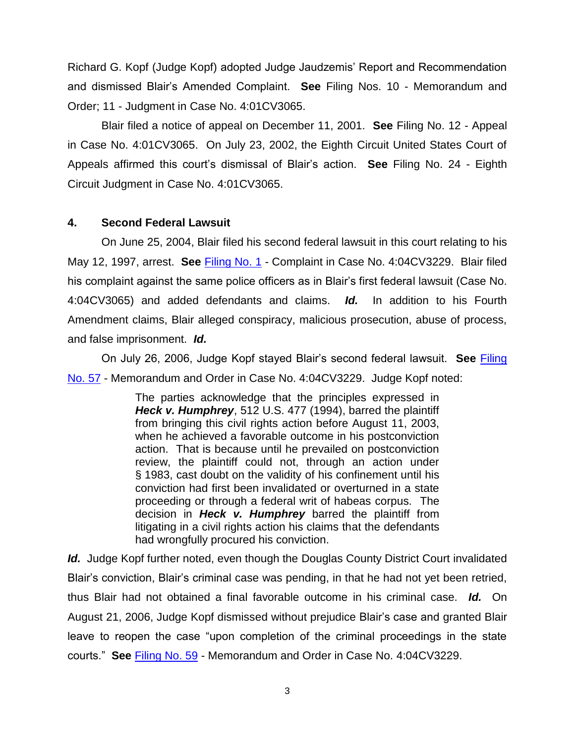Richard G. Kopf (Judge Kopf) adopted Judge Jaudzemis' Report and Recommendation and dismissed Blair's Amended Complaint. **See** Filing Nos. 10 - Memorandum and Order; 11 - Judgment in Case No. 4:01CV3065.

Blair filed a notice of appeal on December 11, 2001. **See** Filing No. 12 - Appeal in Case No. 4:01CV3065. On July 23, 2002, the Eighth Circuit United States Court of Appeals affirmed this court's dismissal of Blair's action. **See** Filing No. 24 - Eighth Circuit Judgment in Case No. 4:01CV3065.

### 4. Second Federal Lawsuit

On June 25, 2004, Blair filed his second federal lawsuit in this court relating to his May 12, 1997, arrest. **See** Filing No. 1 - Complaint in Case No. 4:04CV3229. Blair filed his complaint against the same police officers as in Blair's first federal lawsuit (Case No. 4:04CV3065) and added defendants and claims. ***Id.*** In addition to his Fourth Amendment claims, Blair alleged conspiracy, malicious prosecution, abuse of process, and false imprisonment. ***Id.***

On July 26, 2006, Judge Kopf stayed Blair's second federal lawsuit. **See** Filing No. 57 - Memorandum and Order in Case No. 4:04CV3229. Judge Kopf noted:

> The parties acknowledge that the principles expressed in ***Heck v. Humphrey***, 512 U.S. 477 (1994), barred the plaintiff from bringing this civil rights action before August 11, 2003, when he achieved a favorable outcome in his postconviction action. That is because until he prevailed on postconviction review, the plaintiff could not, through an action under § 1983, cast doubt on the validity of his confinement until his conviction had first been invalidated or overturned in a state proceeding or through a federal writ of habeas corpus. The decision in ***Heck v. Humphrey*** barred the plaintiff from litigating in a civil rights action his claims that the defendants had wrongfully procured his conviction.

***Id.*** Judge Kopf further noted, even though the Douglas County District Court invalidated Blair's conviction, Blair's criminal case was pending, in that he had not yet been retried, thus Blair had not obtained a final favorable outcome in his criminal case. ***Id.*** On August 21, 2006, Judge Kopf dismissed without prejudice Blair's case and granted Blair leave to reopen the case "upon completion of the criminal proceedings in the state courts." **See** Filing No. 59 - Memorandum and Order in Case No. 4:04CV3229.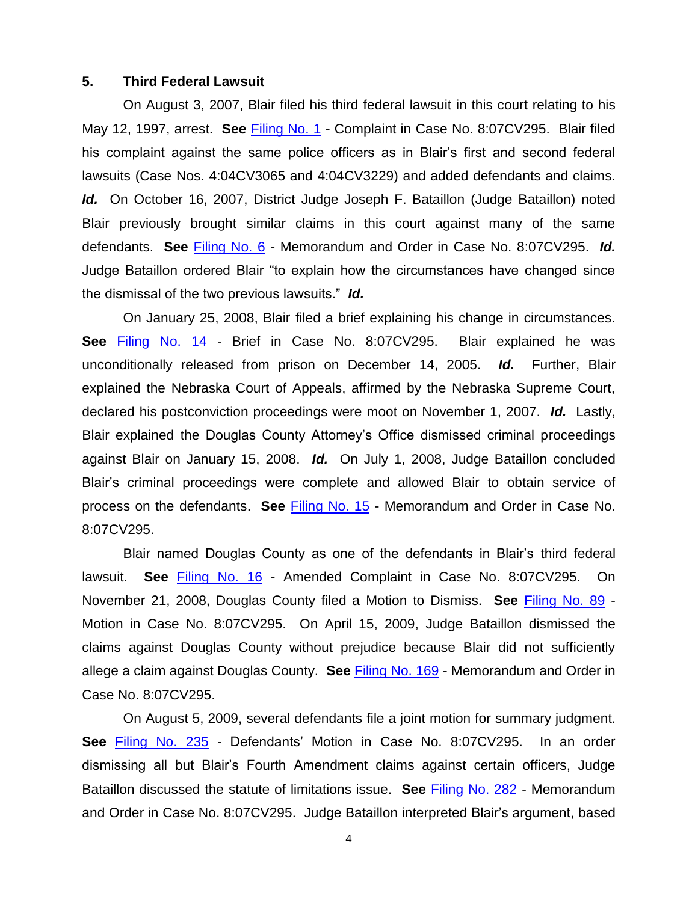**5. Third Federal Lawsuit**

On August 3, 2007, Blair filed his third federal lawsuit in this court relating to his May 12, 1997, arrest. **See** Filing No. 1 - Complaint in Case No. 8:07CV295. Blair filed his complaint against the same police officers as in Blair's first and second federal lawsuits (Case Nos. 4:04CV3065 and 4:04CV3229) and added defendants and claims. ***Id.*** On October 16, 2007, District Judge Joseph F. Bataillon (Judge Bataillon) noted Blair previously brought similar claims in this court against many of the same defendants. **See** Filing No. 6 - Memorandum and Order in Case No. 8:07CV295. ***Id.*** Judge Bataillon ordered Blair "to explain how the circumstances have changed since the dismissal of the two previous lawsuits." ***Id.***

On January 25, 2008, Blair filed a brief explaining his change in circumstances. **See** Filing No. 14 - Brief in Case No. 8:07CV295. Blair explained he was unconditionally released from prison on December 14, 2005. ***Id.*** Further, Blair explained the Nebraska Court of Appeals, affirmed by the Nebraska Supreme Court, declared his postconviction proceedings were moot on November 1, 2007. ***Id.*** Lastly, Blair explained the Douglas County Attorney's Office dismissed criminal proceedings against Blair on January 15, 2008. ***Id.*** On July 1, 2008, Judge Bataillon concluded Blair's criminal proceedings were complete and allowed Blair to obtain service of process on the defendants. **See** Filing No. 15 - Memorandum and Order in Case No. 8:07CV295.

Blair named Douglas County as one of the defendants in Blair's third federal lawsuit. **See** Filing No. 16 - Amended Complaint in Case No. 8:07CV295. On November 21, 2008, Douglas County filed a Motion to Dismiss. **See** Filing No. 89 - Motion in Case No. 8:07CV295. On April 15, 2009, Judge Bataillon dismissed the claims against Douglas County without prejudice because Blair did not sufficiently allege a claim against Douglas County. **See** Filing No. 169 - Memorandum and Order in Case No. 8:07CV295.

On August 5, 2009, several defendants file a joint motion for summary judgment. **See** Filing No. 235 - Defendants' Motion in Case No. 8:07CV295. In an order dismissing all but Blair's Fourth Amendment claims against certain officers, Judge Bataillon discussed the statute of limitations issue. **See** Filing No. 282 - Memorandum and Order in Case No. 8:07CV295. Judge Bataillon interpreted Blair's argument, based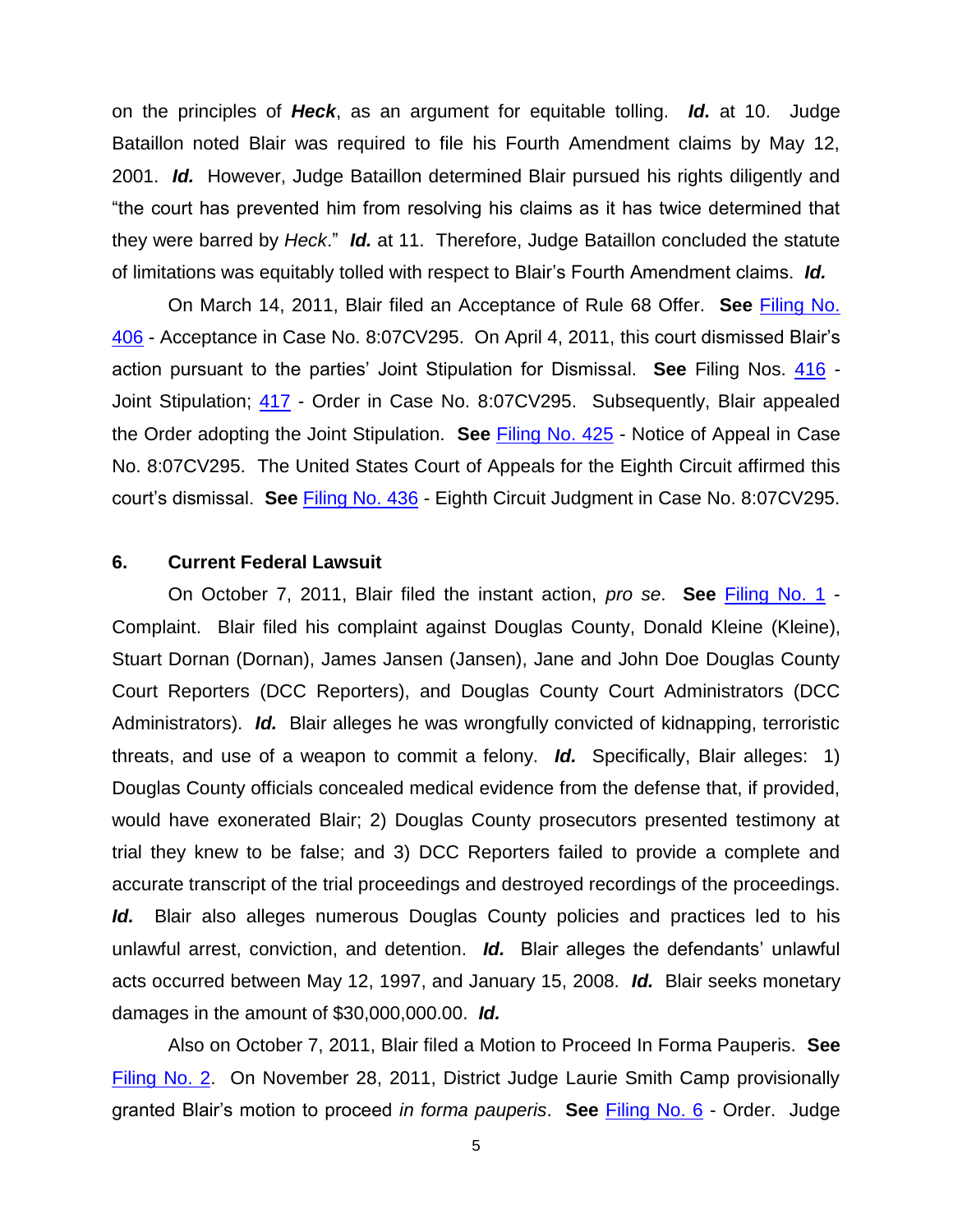on the principles of ***Heck***, as an argument for equitable tolling. ***Id.*** at 10. Judge Bataillon noted Blair was required to file his Fourth Amendment claims by May 12, 2001. ***Id.*** However, Judge Bataillon determined Blair pursued his rights diligently and "the court has prevented him from resolving his claims as it has twice determined that they were barred by *Heck*." ***Id.*** at 11. Therefore, Judge Bataillon concluded the statute of limitations was equitably tolled with respect to Blair's Fourth Amendment claims. ***Id.***

On March 14, 2011, Blair filed an Acceptance of Rule 68 Offer. **See** Filing No. 406 - Acceptance in Case No. 8:07CV295. On April 4, 2011, this court dismissed Blair's action pursuant to the parties' Joint Stipulation for Dismissal. **See** Filing Nos. 416 - Joint Stipulation; 417 - Order in Case No. 8:07CV295. Subsequently, Blair appealed the Order adopting the Joint Stipulation. **See** Filing No. 425 - Notice of Appeal in Case No. 8:07CV295. The United States Court of Appeals for the Eighth Circuit affirmed this court's dismissal. **See** Filing No. 436 - Eighth Circuit Judgment in Case No. 8:07CV295.

### 6. Current Federal Lawsuit

On October 7, 2011, Blair filed the instant action, *pro se*. **See** Filing No. 1 - Complaint. Blair filed his complaint against Douglas County, Donald Kleine (Kleine), Stuart Dornan (Dornan), James Jansen (Jansen), Jane and John Doe Douglas County Court Reporters (DCC Reporters), and Douglas County Court Administrators (DCC Administrators). ***Id.*** Blair alleges he was wrongfully convicted of kidnapping, terroristic threats, and use of a weapon to commit a felony. ***Id.*** Specifically, Blair alleges: 1) Douglas County officials concealed medical evidence from the defense that, if provided, would have exonerated Blair; 2) Douglas County prosecutors presented testimony at trial they knew to be false; and 3) DCC Reporters failed to provide a complete and accurate transcript of the trial proceedings and destroyed recordings of the proceedings. ***Id.*** Blair also alleges numerous Douglas County policies and practices led to his unlawful arrest, conviction, and detention. ***Id.*** Blair alleges the defendants' unlawful acts occurred between May 12, 1997, and January 15, 2008. ***Id.*** Blair seeks monetary damages in the amount of $30,000,000.00. ***Id.***

Also on October 7, 2011, Blair filed a Motion to Proceed In Forma Pauperis. **See** Filing No. 2. On November 28, 2011, District Judge Laurie Smith Camp provisionally granted Blair's motion to proceed *in forma pauperis*. **See** Filing No. 6 - Order. Judge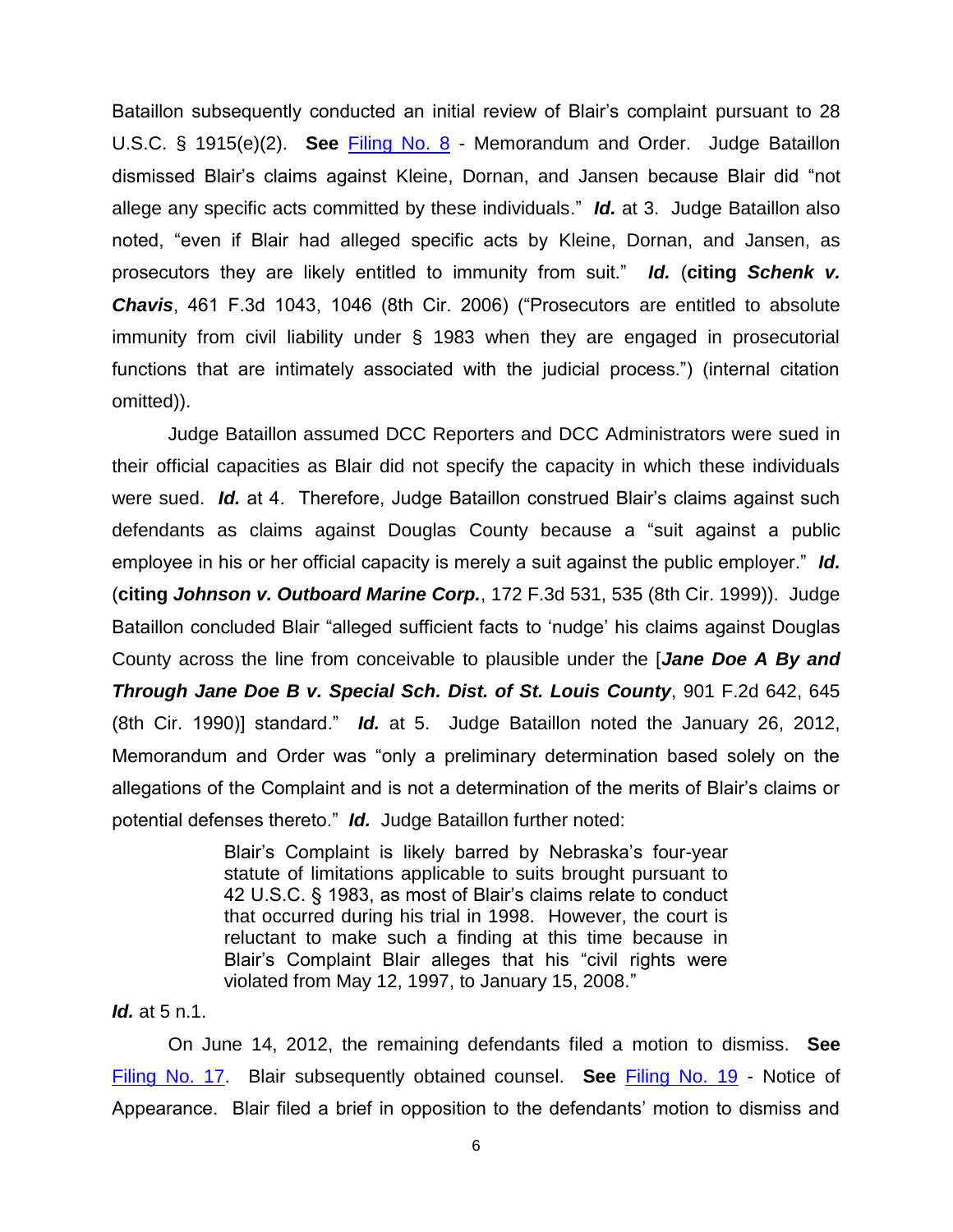Bataillon subsequently conducted an initial review of Blair's complaint pursuant to 28 U.S.C. § 1915(e)(2). **See** Filing No. 8 - Memorandum and Order. Judge Bataillon dismissed Blair's claims against Kleine, Dornan, and Jansen because Blair did "not allege any specific acts committed by these individuals." ***Id.*** at 3. Judge Bataillon also noted, "even if Blair had alleged specific acts by Kleine, Dornan, and Jansen, as prosecutors they are likely entitled to immunity from suit." ***Id.*** (**citing** ***Schenk v. Chavis***, 461 F.3d 1043, 1046 (8th Cir. 2006) ("Prosecutors are entitled to absolute immunity from civil liability under § 1983 when they are engaged in prosecutorial functions that are intimately associated with the judicial process.") (internal citation omitted)).

Judge Bataillon assumed DCC Reporters and DCC Administrators were sued in their official capacities as Blair did not specify the capacity in which these individuals were sued. ***Id.*** at 4. Therefore, Judge Bataillon construed Blair's claims against such defendants as claims against Douglas County because a "suit against a public employee in his or her official capacity is merely a suit against the public employer." ***Id.*** (**citing** ***Johnson v. Outboard Marine Corp.***, 172 F.3d 531, 535 (8th Cir. 1999)). Judge Bataillon concluded Blair "alleged sufficient facts to 'nudge' his claims against Douglas County across the line from conceivable to plausible under the [***Jane Doe A By and Through Jane Doe B v. Special Sch. Dist. of St. Louis County***, 901 F.2d 642, 645 (8th Cir. 1990)] standard." ***Id.*** at 5. Judge Bataillon noted the January 26, 2012, Memorandum and Order was "only a preliminary determination based solely on the allegations of the Complaint and is not a determination of the merits of Blair's claims or potential defenses thereto." ***Id.*** Judge Bataillon further noted:

> Blair's Complaint is likely barred by Nebraska's four-year statute of limitations applicable to suits brought pursuant to 42 U.S.C. § 1983, as most of Blair's claims relate to conduct that occurred during his trial in 1998. However, the court is reluctant to make such a finding at this time because in Blair's Complaint Blair alleges that his "civil rights were violated from May 12, 1997, to January 15, 2008."

***Id.*** at 5 n.1.

On June 14, 2012, the remaining defendants filed a motion to dismiss. **See** Filing No. 17. Blair subsequently obtained counsel. **See** Filing No. 19 - Notice of Appearance. Blair filed a brief in opposition to the defendants' motion to dismiss and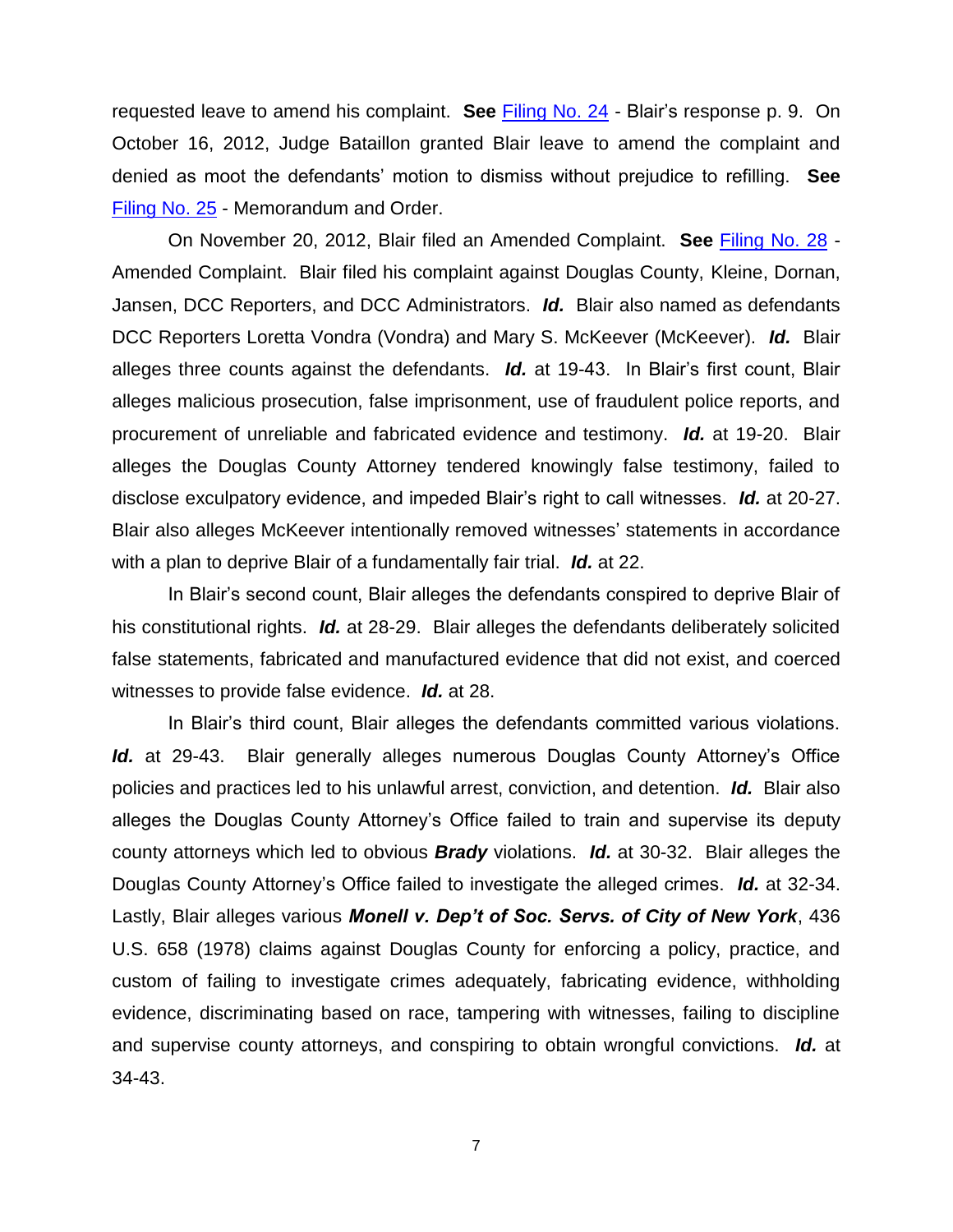requested leave to amend his complaint. **See** Filing No. 24 - Blair's response p. 9. On October 16, 2012, Judge Bataillon granted Blair leave to amend the complaint and denied as moot the defendants' motion to dismiss without prejudice to refilling. **See** Filing No. 25 - Memorandum and Order.

On November 20, 2012, Blair filed an Amended Complaint. **See** Filing No. 28 - Amended Complaint. Blair filed his complaint against Douglas County, Kleine, Dornan, Jansen, DCC Reporters, and DCC Administrators. ***Id.*** Blair also named as defendants DCC Reporters Loretta Vondra (Vondra) and Mary S. McKeever (McKeever). ***Id.*** Blair alleges three counts against the defendants. ***Id.*** at 19-43. In Blair's first count, Blair alleges malicious prosecution, false imprisonment, use of fraudulent police reports, and procurement of unreliable and fabricated evidence and testimony. ***Id.*** at 19-20. Blair alleges the Douglas County Attorney tendered knowingly false testimony, failed to disclose exculpatory evidence, and impeded Blair's right to call witnesses. ***Id.*** at 20-27. Blair also alleges McKeever intentionally removed witnesses' statements in accordance with a plan to deprive Blair of a fundamentally fair trial. ***Id.*** at 22.

In Blair's second count, Blair alleges the defendants conspired to deprive Blair of his constitutional rights. ***Id.*** at 28-29. Blair alleges the defendants deliberately solicited false statements, fabricated and manufactured evidence that did not exist, and coerced witnesses to provide false evidence. ***Id.*** at 28.

In Blair's third count, Blair alleges the defendants committed various violations. ***Id.*** at 29-43. Blair generally alleges numerous Douglas County Attorney's Office policies and practices led to his unlawful arrest, conviction, and detention. ***Id.*** Blair also alleges the Douglas County Attorney's Office failed to train and supervise its deputy county attorneys which led to obvious ***Brady*** violations. ***Id.*** at 30-32. Blair alleges the Douglas County Attorney's Office failed to investigate the alleged crimes. ***Id.*** at 32-34. Lastly, Blair alleges various ***Monell v. Dep't of Soc. Servs. of City of New York***, 436 U.S. 658 (1978) claims against Douglas County for enforcing a policy, practice, and custom of failing to investigate crimes adequately, fabricating evidence, withholding evidence, discriminating based on race, tampering with witnesses, failing to discipline and supervise county attorneys, and conspiring to obtain wrongful convictions. ***Id.*** at 34-43.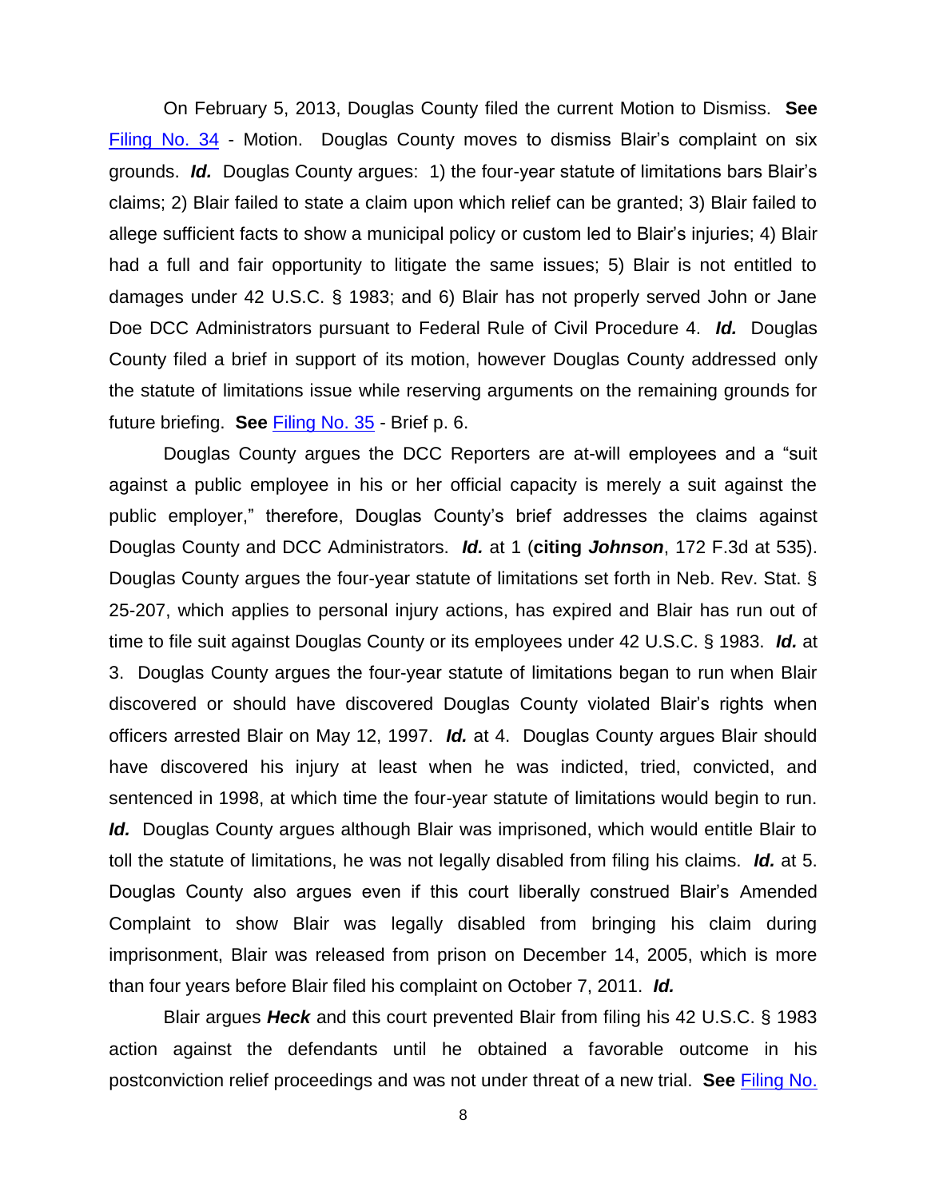On February 5, 2013, Douglas County filed the current Motion to Dismiss. **See** Filing No. 34 - Motion. Douglas County moves to dismiss Blair's complaint on six grounds. ***Id.*** Douglas County argues: 1) the four-year statute of limitations bars Blair's claims; 2) Blair failed to state a claim upon which relief can be granted; 3) Blair failed to allege sufficient facts to show a municipal policy or custom led to Blair's injuries; 4) Blair had a full and fair opportunity to litigate the same issues; 5) Blair is not entitled to damages under 42 U.S.C. § 1983; and 6) Blair has not properly served John or Jane Doe DCC Administrators pursuant to Federal Rule of Civil Procedure 4. ***Id.*** Douglas County filed a brief in support of its motion, however Douglas County addressed only the statute of limitations issue while reserving arguments on the remaining grounds for future briefing. **See** Filing No. 35 - Brief p. 6.

Douglas County argues the DCC Reporters are at-will employees and a "suit against a public employee in his or her official capacity is merely a suit against the public employer," therefore, Douglas County's brief addresses the claims against Douglas County and DCC Administrators. ***Id.*** at 1 (**citing *Johnson***, 172 F.3d at 535). Douglas County argues the four-year statute of limitations set forth in Neb. Rev. Stat. § 25-207, which applies to personal injury actions, has expired and Blair has run out of time to file suit against Douglas County or its employees under 42 U.S.C. § 1983. ***Id.*** at 3. Douglas County argues the four-year statute of limitations began to run when Blair discovered or should have discovered Douglas County violated Blair's rights when officers arrested Blair on May 12, 1997. ***Id.*** at 4. Douglas County argues Blair should have discovered his injury at least when he was indicted, tried, convicted, and sentenced in 1998, at which time the four-year statute of limitations would begin to run. ***Id.*** Douglas County argues although Blair was imprisoned, which would entitle Blair to toll the statute of limitations, he was not legally disabled from filing his claims. ***Id.*** at 5. Douglas County also argues even if this court liberally construed Blair's Amended Complaint to show Blair was legally disabled from bringing his claim during imprisonment, Blair was released from prison on December 14, 2005, which is more than four years before Blair filed his complaint on October 7, 2011. ***Id.***

Blair argues ***Heck*** and this court prevented Blair from filing his 42 U.S.C. § 1983 action against the defendants until he obtained a favorable outcome in his postconviction relief proceedings and was not under threat of a new trial. **See** Filing No.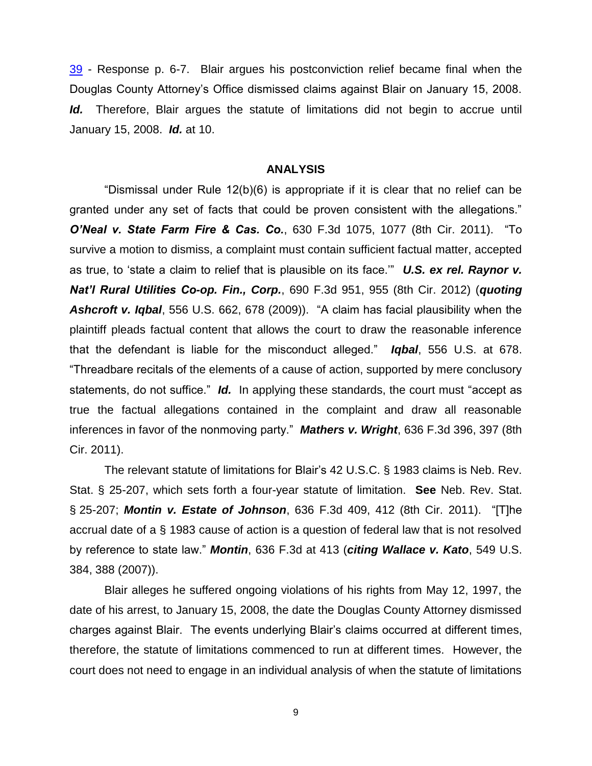39 - Response p. 6-7. Blair argues his postconviction relief became final when the Douglas County Attorney's Office dismissed claims against Blair on January 15, 2008. ***Id.*** Therefore, Blair argues the statute of limitations did not begin to accrue until January 15, 2008. ***Id.*** at 10.

## ANALYSIS

"Dismissal under Rule 12(b)(6) is appropriate if it is clear that no relief can be granted under any set of facts that could be proven consistent with the allegations." ***O'Neal v. State Farm Fire & Cas. Co.***, 630 F.3d 1075, 1077 (8th Cir. 2011). "To survive a motion to dismiss, a complaint must contain sufficient factual matter, accepted as true, to 'state a claim to relief that is plausible on its face.'" ***U.S. ex rel. Raynor v. Nat'l Rural Utilities Co-op. Fin., Corp.***, 690 F.3d 951, 955 (8th Cir. 2012) (***quoting Ashcroft v. Iqbal***, 556 U.S. 662, 678 (2009)). "A claim has facial plausibility when the plaintiff pleads factual content that allows the court to draw the reasonable inference that the defendant is liable for the misconduct alleged." ***Iqbal***, 556 U.S. at 678. "Threadbare recitals of the elements of a cause of action, supported by mere conclusory statements, do not suffice." ***Id.*** In applying these standards, the court must "accept as true the factual allegations contained in the complaint and draw all reasonable inferences in favor of the nonmoving party." ***Mathers v. Wright***, 636 F.3d 396, 397 (8th Cir. 2011).

The relevant statute of limitations for Blair's 42 U.S.C. § 1983 claims is Neb. Rev. Stat. § 25-207, which sets forth a four-year statute of limitation. **See** Neb. Rev. Stat. § 25-207; ***Montin v. Estate of Johnson***, 636 F.3d 409, 412 (8th Cir. 2011). "[T]he accrual date of a § 1983 cause of action is a question of federal law that is not resolved by reference to state law." ***Montin***, 636 F.3d at 413 (***citing Wallace v. Kato***, 549 U.S. 384, 388 (2007)).

Blair alleges he suffered ongoing violations of his rights from May 12, 1997, the date of his arrest, to January 15, 2008, the date the Douglas County Attorney dismissed charges against Blair. The events underlying Blair's claims occurred at different times, therefore, the statute of limitations commenced to run at different times. However, the court does not need to engage in an individual analysis of when the statute of limitations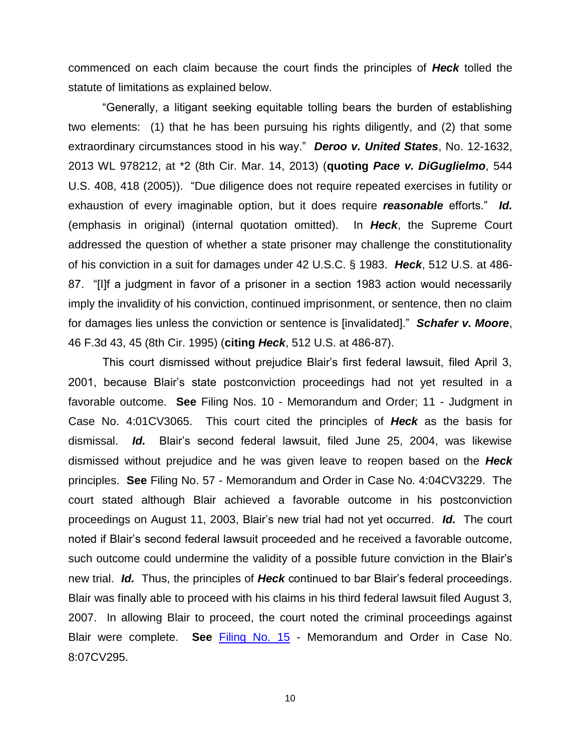commenced on each claim because the court finds the principles of ***Heck*** tolled the statute of limitations as explained below.

"Generally, a litigant seeking equitable tolling bears the burden of establishing two elements: (1) that he has been pursuing his rights diligently, and (2) that some extraordinary circumstances stood in his way." ***Deroo v. United States***, No. 12-1632, 2013 WL 978212, at *2 (8th Cir. Mar. 14, 2013) (**quoting** ***Pace v. DiGuglielmo***, 544 U.S. 408, 418 (2005)). "Due diligence does not require repeated exercises in futility or exhaustion of every imaginable option, but it does require ***reasonable*** efforts." ***Id.*** (emphasis in original) (internal quotation omitted). In ***Heck***, the Supreme Court addressed the question of whether a state prisoner may challenge the constitutionality of his conviction in a suit for damages under 42 U.S.C. § 1983. ***Heck***, 512 U.S. at 486-87. "[I]f a judgment in favor of a prisoner in a section 1983 action would necessarily imply the invalidity of his conviction, continued imprisonment, or sentence, then no claim for damages lies unless the conviction or sentence is [invalidated]." ***Schafer v. Moore***, 46 F.3d 43, 45 (8th Cir. 1995) (**citing** ***Heck***, 512 U.S. at 486-87).

This court dismissed without prejudice Blair's first federal lawsuit, filed April 3, 2001, because Blair's state postconviction proceedings had not yet resulted in a favorable outcome. **See** Filing Nos. 10 - Memorandum and Order; 11 - Judgment in Case No. 4:01CV3065. This court cited the principles of ***Heck*** as the basis for dismissal. ***Id.*** Blair's second federal lawsuit, filed June 25, 2004, was likewise dismissed without prejudice and he was given leave to reopen based on the ***Heck*** principles. **See** Filing No. 57 - Memorandum and Order in Case No. 4:04CV3229. The court stated although Blair achieved a favorable outcome in his postconviction proceedings on August 11, 2003, Blair's new trial had not yet occurred. ***Id.*** The court noted if Blair's second federal lawsuit proceeded and he received a favorable outcome, such outcome could undermine the validity of a possible future conviction in the Blair's new trial. ***Id.*** Thus, the principles of ***Heck*** continued to bar Blair's federal proceedings. Blair was finally able to proceed with his claims in his third federal lawsuit filed August 3, 2007. In allowing Blair to proceed, the court noted the criminal proceedings against Blair were complete. **See** Filing No. 15 - Memorandum and Order in Case No. 8:07CV295.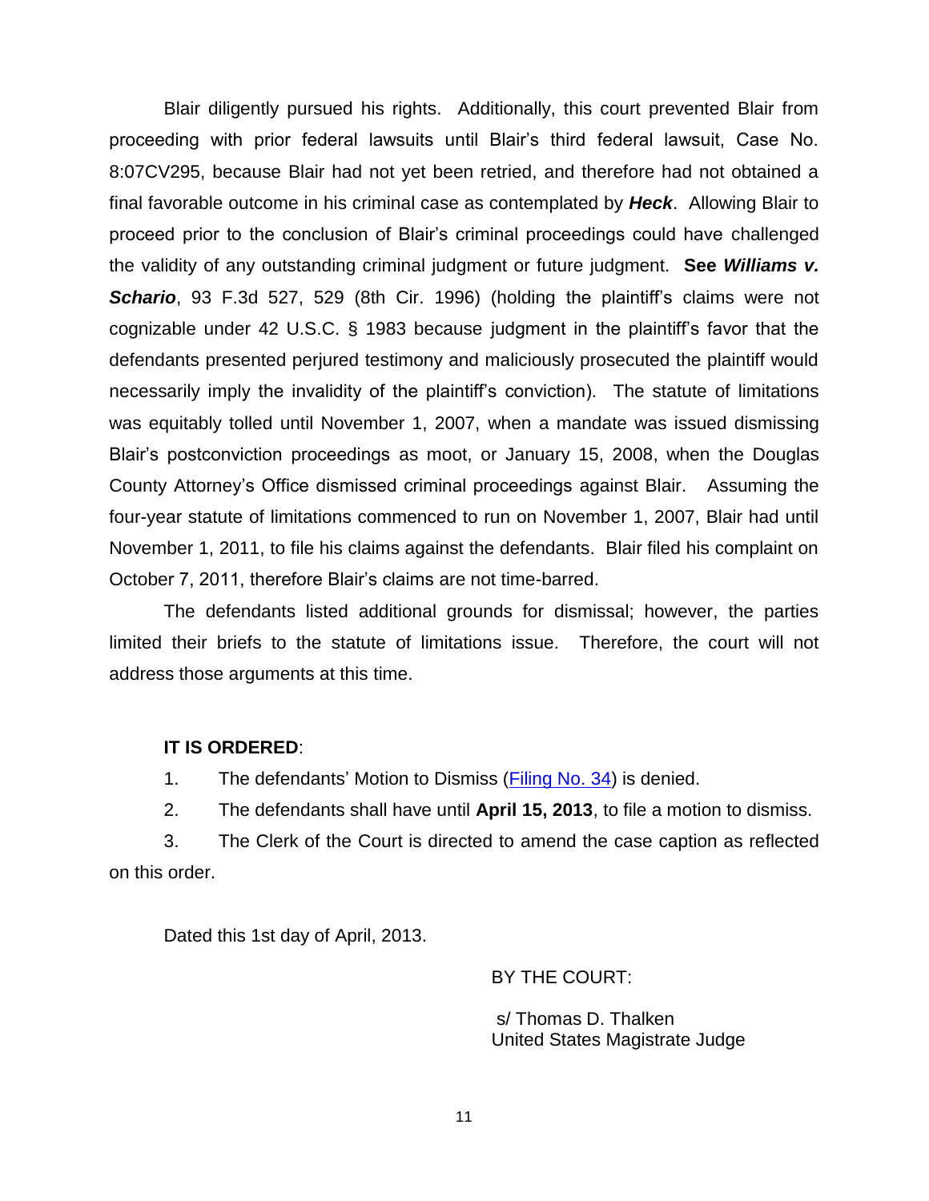Blair diligently pursued his rights. Additionally, this court prevented Blair from proceeding with prior federal lawsuits until Blair's third federal lawsuit, Case No. 8:07CV295, because Blair had not yet been retried, and therefore had not obtained a final favorable outcome in his criminal case as contemplated by ***Heck***. Allowing Blair to proceed prior to the conclusion of Blair's criminal proceedings could have challenged the validity of any outstanding criminal judgment or future judgment. **See *Williams v. Schario***, 93 F.3d 527, 529 (8th Cir. 1996) (holding the plaintiff's claims were not cognizable under 42 U.S.C. § 1983 because judgment in the plaintiff's favor that the defendants presented perjured testimony and maliciously prosecuted the plaintiff would necessarily imply the invalidity of the plaintiff's conviction). The statute of limitations was equitably tolled until November 1, 2007, when a mandate was issued dismissing Blair's postconviction proceedings as moot, or January 15, 2008, when the Douglas County Attorney's Office dismissed criminal proceedings against Blair. Assuming the four-year statute of limitations commenced to run on November 1, 2007, Blair had until November 1, 2011, to file his claims against the defendants. Blair filed his complaint on October 7, 2011, therefore Blair's claims are not time-barred.

The defendants listed additional grounds for dismissal; however, the parties limited their briefs to the statute of limitations issue. Therefore, the court will not address those arguments at this time.

**IT IS ORDERED**:

1. The defendants' Motion to Dismiss (Filing No. 34) is denied.
2. The defendants shall have until **April 15, 2013**, to file a motion to dismiss.
3. The Clerk of the Court is directed to amend the case caption as reflected on this order.

Dated this 1st day of April, 2013.

BY THE COURT:

s/ Thomas D. Thalken
United States Magistrate Judge